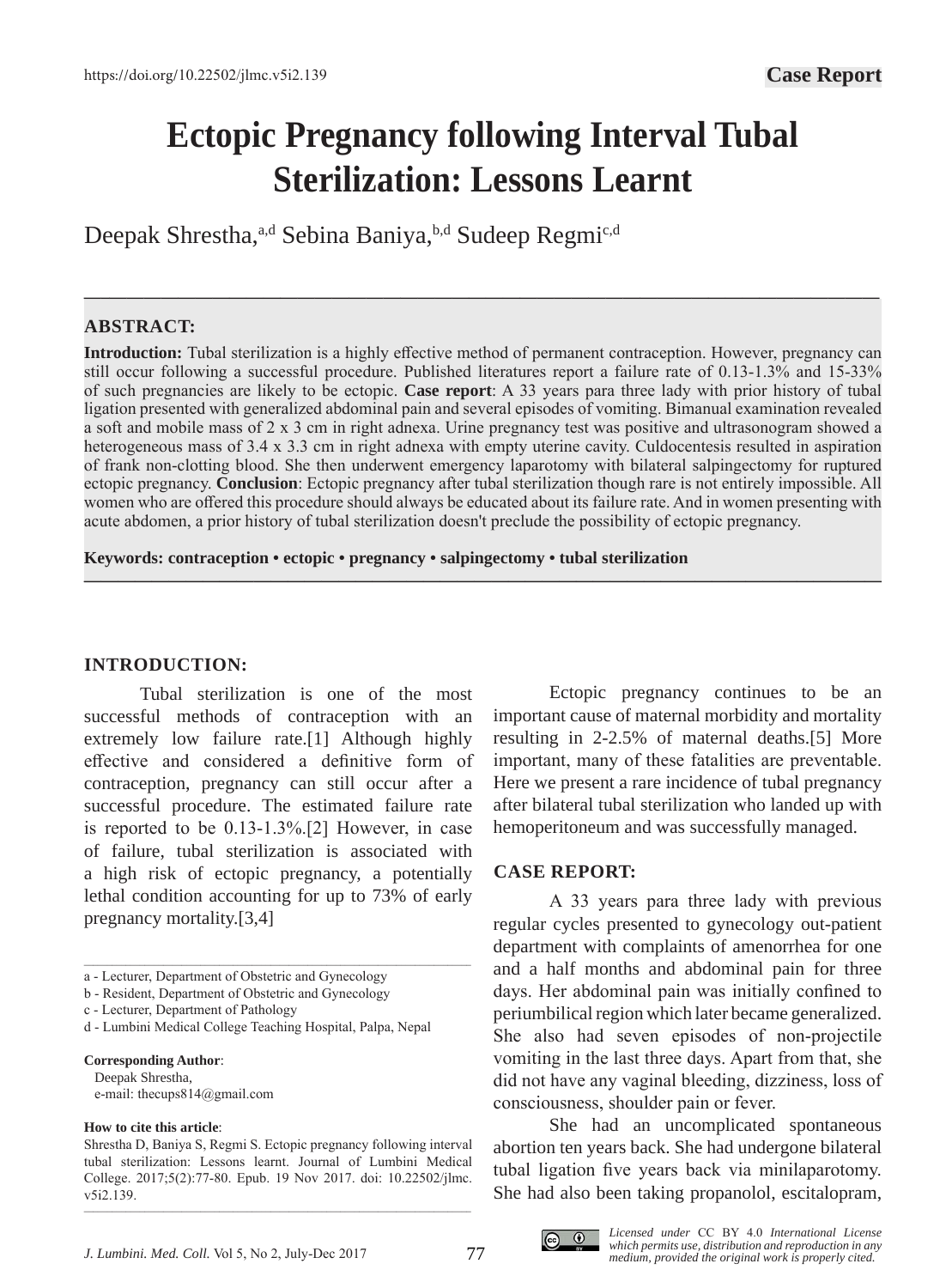https://doi.org/10.22502/jlmc.v5i2.139

**Case Report**

# Ectopic Pregnancy following Interval Tubal Sterilization: Lessons Learnt

Deepak Shrestha,[a,d] Sebina Baniya,[b,d] Sudeep Regmi[c,d]

---

### ABSTRACT:

**Introduction:** Tubal sterilization is a highly effective method of permanent contraception. However, pregnancy can still occur following a successful procedure. Published literatures report a failure rate of 0.13-1.3% and 15-33% of such pregnancies are likely to be ectopic. **Case report**: A 33 years para three lady with prior history of tubal ligation presented with generalized abdominal pain and several episodes of vomiting. Bimanual examination revealed a soft and mobile mass of 2 x 3 cm in right adnexa. Urine pregnancy test was positive and ultrasonogram showed a heterogeneous mass of 3.4 x 3.3 cm in right adnexa with empty uterine cavity. Culdocentesis resulted in aspiration of frank non-clotting blood. She then underwent emergency laparotomy with bilateral salpingectomy for ruptured ectopic pregnancy. **Conclusion**: Ectopic pregnancy after tubal sterilization though rare is not entirely impossible. All women who are offered this procedure should always be educated about its failure rate. And in women presenting with acute abdomen, a prior history of tubal sterilization doesn't preclude the possibility of ectopic pregnancy.

**Keywords: contraception • ectopic • pregnancy • salpingectomy • tubal sterilization**

---

## INTRODUCTION:

Tubal sterilization is one of the most successful methods of contraception with an extremely low failure rate.[1] Although highly effective and considered a definitive form of contraception, pregnancy can still occur after a successful procedure. The estimated failure rate is reported to be 0.13-1.3%.[2] However, in case of failure, tubal sterilization is associated with a high risk of ectopic pregnancy, a potentially lethal condition accounting for up to 73% of early pregnancy mortality.[3,4]

Ectopic pregnancy continues to be an important cause of maternal morbidity and mortality resulting in 2-2.5% of maternal deaths.[5] More important, many of these fatalities are preventable. Here we present a rare incidence of tubal pregnancy after bilateral tubal sterilization who landed up with hemoperitoneum and was successfully managed.

## CASE REPORT:

A 33 years para three lady with previous regular cycles presented to gynecology out-patient department with complaints of amenorrhea for one and a half months and abdominal pain for three days. Her abdominal pain was initially confined to periumbilical region which later became generalized. She also had seven episodes of non-projectile vomiting in the last three days. Apart from that, she did not have any vaginal bleeding, dizziness, loss of consciousness, shoulder pain or fever.

She had an uncomplicated spontaneous abortion ten years back. She had undergone bilateral tubal ligation five years back via minilaparotomy. She had also been taking propanolol, escitalopram,

---

a - Lecturer, Department of Obstetric and Gynecology

b - Resident, Department of Obstetric and Gynecology

c - Lecturer, Department of Pathology

d - Lumbini Medical College Teaching Hospital, Palpa, Nepal

**Corresponding Author**:
Deepak Shrestha,
e-mail: thecups814@gmail.com

**How to cite this article**:
Shrestha D, Baniya S, Regmi S. Ectopic pregnancy following interval tubal sterilization: Lessons learnt. Journal of Lumbini Medical College. 2017;5(2):77-80. Epub. 19 Nov 2017. doi: 10.22502/jlmc.v5i2.139.

*Licensed under* CC BY 4.0 *International License which permits use, distribution and reproduction in any medium, provided the original work is properly cited.*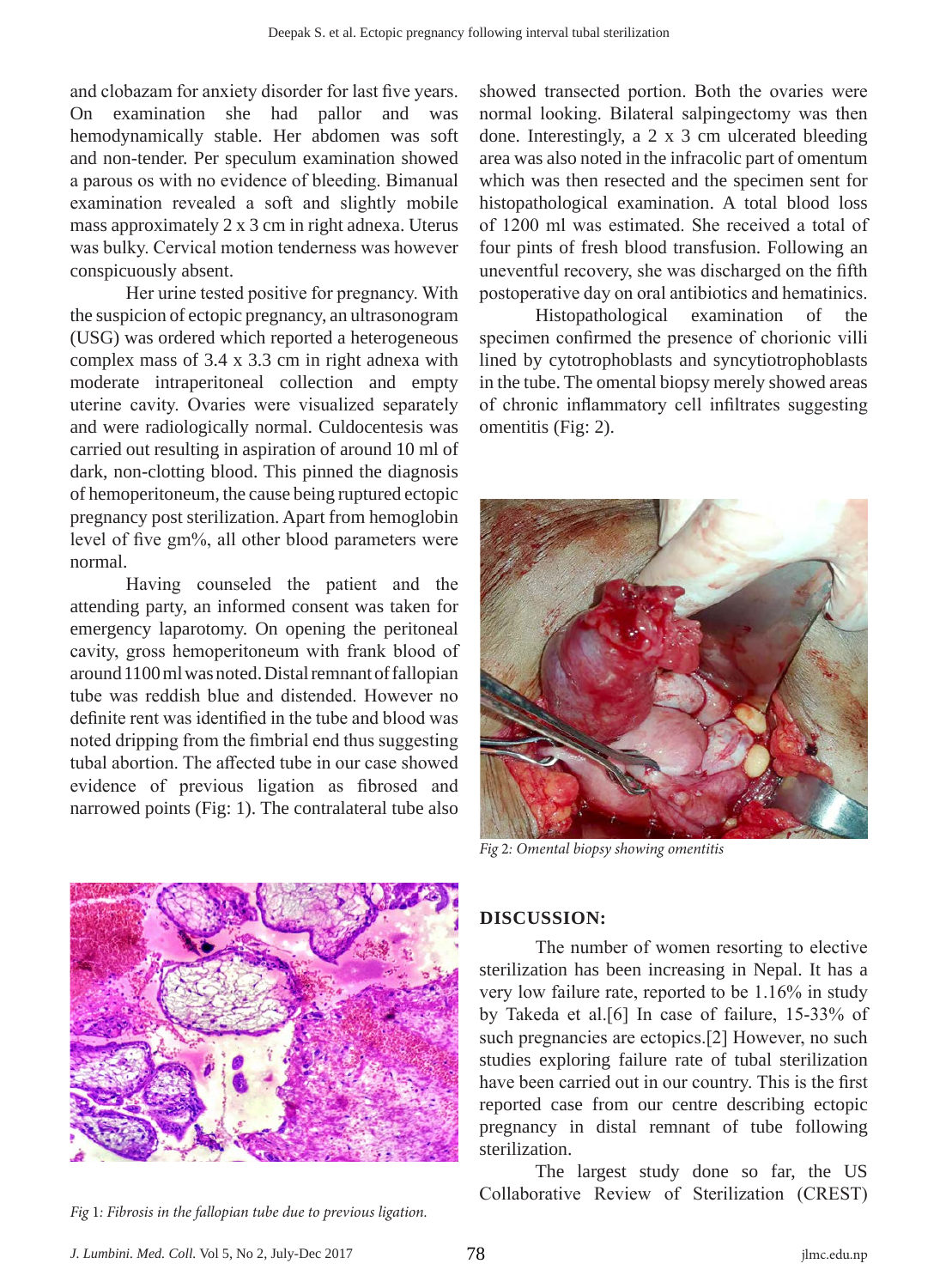and clobazam for anxiety disorder for last five years. On examination she had pallor and was hemodynamically stable. Her abdomen was soft and non-tender. Per speculum examination showed a parous os with no evidence of bleeding. Bimanual examination revealed a soft and slightly mobile mass approximately 2 x 3 cm in right adnexa. Uterus was bulky. Cervical motion tenderness was however conspicuously absent.

Her urine tested positive for pregnancy. With the suspicion of ectopic pregnancy, an ultrasonogram (USG) was ordered which reported a heterogeneous complex mass of 3.4 x 3.3 cm in right adnexa with moderate intraperitoneal collection and empty uterine cavity. Ovaries were visualized separately and were radiologically normal. Culdocentesis was carried out resulting in aspiration of around 10 ml of dark, non-clotting blood. This pinned the diagnosis of hemoperitoneum, the cause being ruptured ectopic pregnancy post sterilization. Apart from hemoglobin level of five gm%, all other blood parameters were normal.

Having counseled the patient and the attending party, an informed consent was taken for emergency laparotomy. On opening the peritoneal cavity, gross hemoperitoneum with frank blood of around 1100 ml was noted. Distal remnant of fallopian tube was reddish blue and distended. However no definite rent was identified in the tube and blood was noted dripping from the fimbrial end thus suggesting tubal abortion. The affected tube in our case showed evidence of previous ligation as fibrosed and narrowed points (Fig: 1). The contralateral tube also showed transected portion. Both the ovaries were normal looking. Bilateral salpingectomy was then done. Interestingly, a 2 x 3 cm ulcerated bleeding area was also noted in the infracolic part of omentum which was then resected and the specimen sent for histopathological examination. A total blood loss of 1200 ml was estimated. She received a total of four pints of fresh blood transfusion. Following an uneventful recovery, she was discharged on the fifth postoperative day on oral antibiotics and hematinics.

Histopathological examination of the specimen confirmed the presence of chorionic villi lined by cytotrophoblasts and syncytiotrophoblasts in the tube. The omental biopsy merely showed areas of chronic inflammatory cell infiltrates suggesting omentitis (Fig: 2).

*Fig 2: Omental biopsy showing omentitis*

*Fig 1: Fibrosis in the fallopian tube due to previous ligation.*

## DISCUSSION:

The number of women resorting to elective sterilization has been increasing in Nepal. It has a very low failure rate, reported to be 1.16% in study by Takeda et al.[6] In case of failure, 15-33% of such pregnancies are ectopics.[2] However, no such studies exploring failure rate of tubal sterilization have been carried out in our country. This is the first reported case from our centre describing ectopic pregnancy in distal remnant of tube following sterilization.

The largest study done so far, the US Collaborative Review of Sterilization (CREST)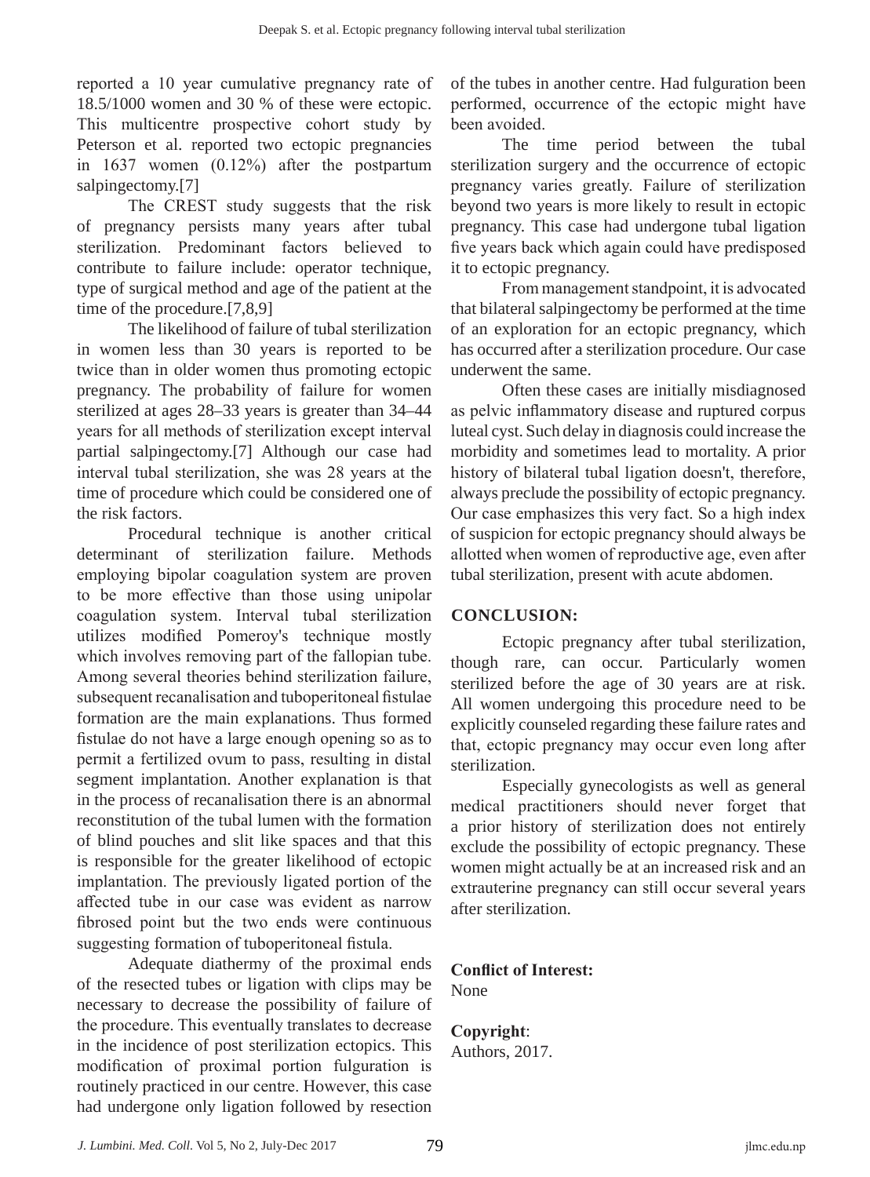reported a 10 year cumulative pregnancy rate of 18.5/1000 women and 30 % of these were ectopic. This multicentre prospective cohort study by Peterson et al. reported two ectopic pregnancies in 1637 women (0.12%) after the postpartum salpingectomy.[7]

The CREST study suggests that the risk of pregnancy persists many years after tubal sterilization. Predominant factors believed to contribute to failure include: operator technique, type of surgical method and age of the patient at the time of the procedure.[7,8,9]

The likelihood of failure of tubal sterilization in women less than 30 years is reported to be twice than in older women thus promoting ectopic pregnancy. The probability of failure for women sterilized at ages 28–33 years is greater than 34–44 years for all methods of sterilization except interval partial salpingectomy.[7] Although our case had interval tubal sterilization, she was 28 years at the time of procedure which could be considered one of the risk factors.

Procedural technique is another critical determinant of sterilization failure. Methods employing bipolar coagulation system are proven to be more effective than those using unipolar coagulation system. Interval tubal sterilization utilizes modified Pomeroy's technique mostly which involves removing part of the fallopian tube. Among several theories behind sterilization failure, subsequent recanalisation and tuboperitoneal fistulae formation are the main explanations. Thus formed fistulae do not have a large enough opening so as to permit a fertilized ovum to pass, resulting in distal segment implantation. Another explanation is that in the process of recanalisation there is an abnormal reconstitution of the tubal lumen with the formation of blind pouches and slit like spaces and that this is responsible for the greater likelihood of ectopic implantation. The previously ligated portion of the affected tube in our case was evident as narrow fibrosed point but the two ends were continuous suggesting formation of tuboperitoneal fistula.

Adequate diathermy of the proximal ends of the resected tubes or ligation with clips may be necessary to decrease the possibility of failure of the procedure. This eventually translates to decrease in the incidence of post sterilization ectopics. This modification of proximal portion fulguration is routinely practiced in our centre. However, this case had undergone only ligation followed by resection of the tubes in another centre. Had fulguration been performed, occurrence of the ectopic might have been avoided.

The time period between the tubal sterilization surgery and the occurrence of ectopic pregnancy varies greatly. Failure of sterilization beyond two years is more likely to result in ectopic pregnancy. This case had undergone tubal ligation five years back which again could have predisposed it to ectopic pregnancy.

From management standpoint, it is advocated that bilateral salpingectomy be performed at the time of an exploration for an ectopic pregnancy, which has occurred after a sterilization procedure. Our case underwent the same.

Often these cases are initially misdiagnosed as pelvic inflammatory disease and ruptured corpus luteal cyst. Such delay in diagnosis could increase the morbidity and sometimes lead to mortality. A prior history of bilateral tubal ligation doesn't, therefore, always preclude the possibility of ectopic pregnancy. Our case emphasizes this very fact. So a high index of suspicion for ectopic pregnancy should always be allotted when women of reproductive age, even after tubal sterilization, present with acute abdomen.

## CONCLUSION:

Ectopic pregnancy after tubal sterilization, though rare, can occur. Particularly women sterilized before the age of 30 years are at risk. All women undergoing this procedure need to be explicitly counseled regarding these failure rates and that, ectopic pregnancy may occur even long after sterilization.

Especially gynecologists as well as general medical practitioners should never forget that a prior history of sterilization does not entirely exclude the possibility of ectopic pregnancy. These women might actually be at an increased risk and an extrauterine pregnancy can still occur several years after sterilization.

**Conflict of Interest:**
None

**Copyright**:
Authors, 2017.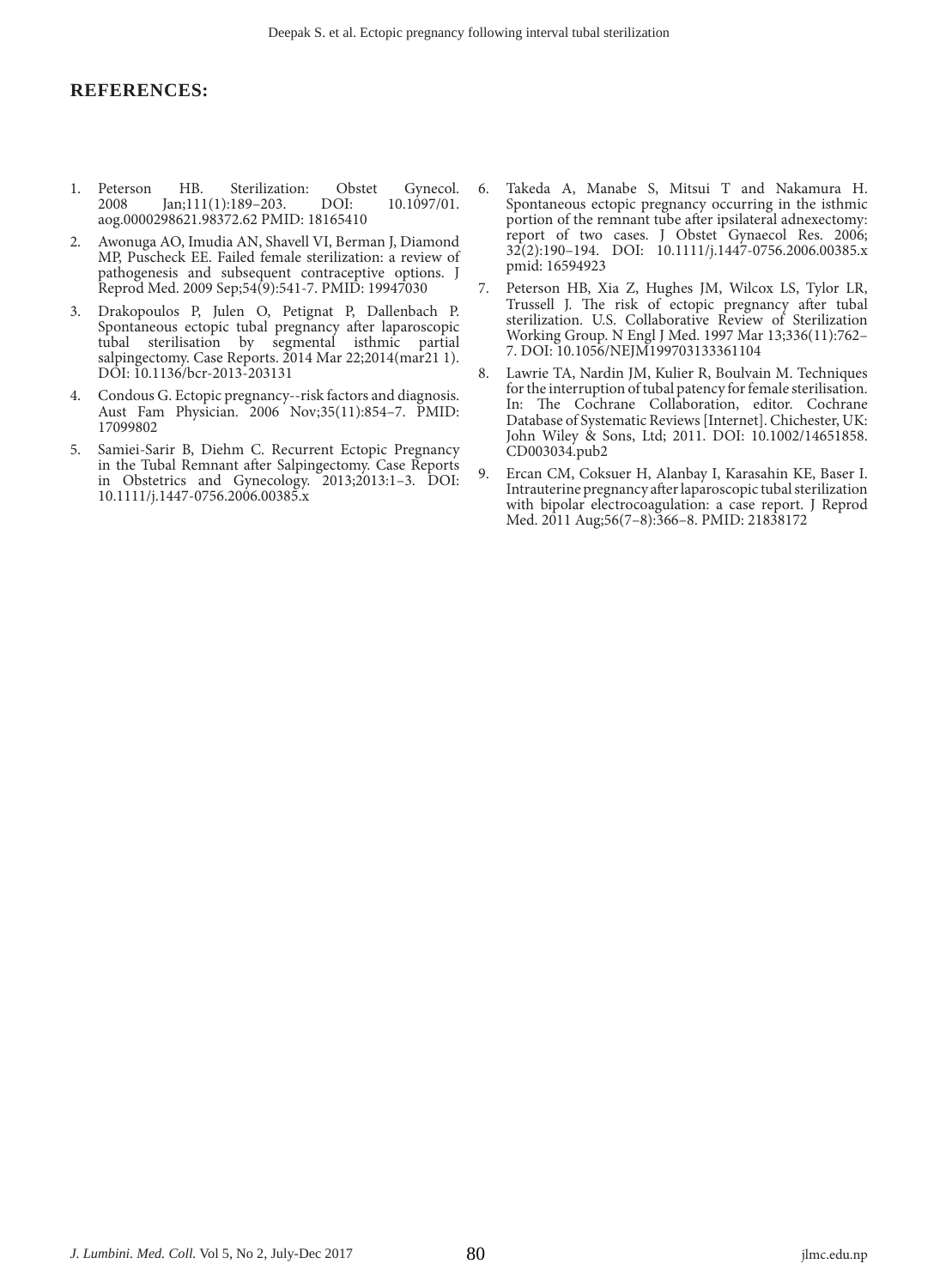## REFERENCES:

1. Peterson HB. Sterilization: Obstet Gynecol. 2008 Jan;111(1):189–203. DOI: 10.1097/01.aog.0000298621.98372.62 PMID: 18165410
2. Awonuga AO, Imudia AN, Shavell VI, Berman J, Diamond MP, Puscheck EE. Failed female sterilization: a review of pathogenesis and subsequent contraceptive options. J Reprod Med. 2009 Sep;54(9):541-7. PMID: 19947030
3. Drakopoulos P, Julen O, Petignat P, Dallenbach P. Spontaneous ectopic tubal pregnancy after laparoscopic tubal sterilisation by segmental isthmic partial salpingectomy. Case Reports. 2014 Mar 22;2014(mar21 1). DOI: 10.1136/bcr-2013-203131
4. Condous G. Ectopic pregnancy--risk factors and diagnosis. Aust Fam Physician. 2006 Nov;35(11):854–7. PMID: 17099802
5. Samiei-Sarir B, Diehm C. Recurrent Ectopic Pregnancy in the Tubal Remnant after Salpingectomy. Case Reports in Obstetrics and Gynecology. 2013;2013:1–3. DOI: 10.1111/j.1447-0756.2006.00385.x
6. Takeda A, Manabe S, Mitsui T and Nakamura H. Spontaneous ectopic pregnancy occurring in the isthmic portion of the remnant tube after ipsilateral adnexectomy: report of two cases. J Obstet Gynaecol Res. 2006; 32(2):190–194. DOI: 10.1111/j.1447-0756.2006.00385.x pmid: 16594923
7. Peterson HB, Xia Z, Hughes JM, Wilcox LS, Tylor LR, Trussell J. The risk of ectopic pregnancy after tubal sterilization. U.S. Collaborative Review of Sterilization Working Group. N Engl J Med. 1997 Mar 13;336(11):762–7. DOI: 10.1056/NEJM199703133361104
8. Lawrie TA, Nardin JM, Kulier R, Boulvain M. Techniques for the interruption of tubal patency for female sterilisation. In: The Cochrane Collaboration, editor. Cochrane Database of Systematic Reviews [Internet]. Chichester, UK: John Wiley & Sons, Ltd; 2011. DOI: 10.1002/14651858.CD003034.pub2
9. Ercan CM, Coksuer H, Alanbay I, Karasahin KE, Baser I. Intrauterine pregnancy after laparoscopic tubal sterilization with bipolar electrocoagulation: a case report. J Reprod Med. 2011 Aug;56(7–8):366–8. PMID: 21838172